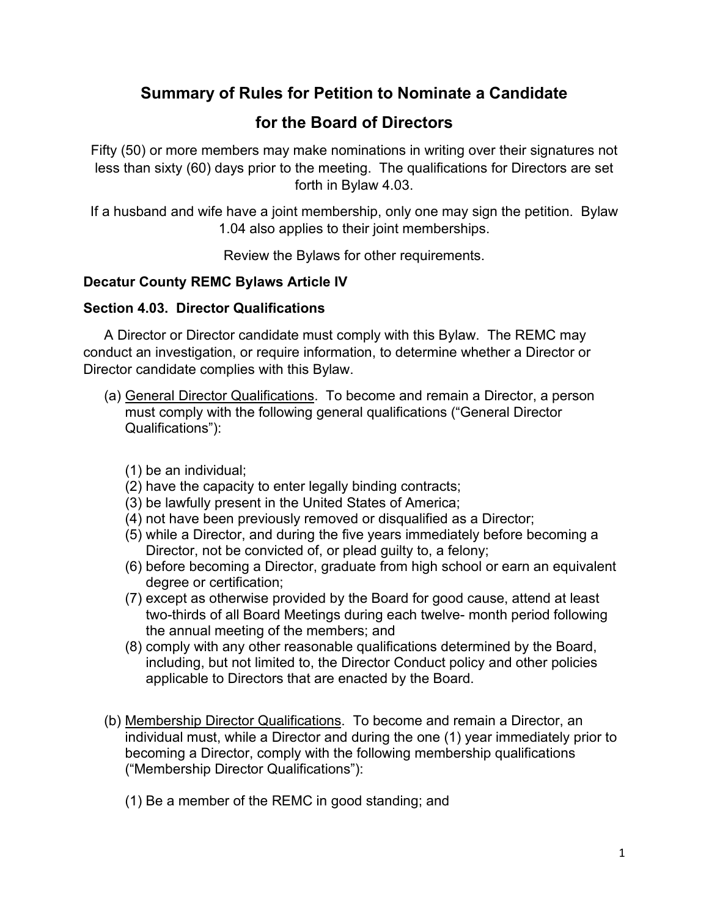# Summary of Rules for Petition to Nominate a Candidate for the Board of Directors

Fifty (50) or more members may make nominations in writing over their signatures not less than sixty (60) days prior to the meeting. The qualifications for Directors are set forth in Bylaw 4.03.

If a husband and wife have a joint membership, only one may sign the petition. Bylaw 1.04 also applies to their joint memberships.

Review the Bylaws for other requirements.

**Decatur County REMC Bylaws Article IV**

**Section 4.03. Director Qualifications**

A Director or Director candidate must comply with this Bylaw. The REMC may conduct an investigation, or require information, to determine whether a Director or Director candidate complies with this Bylaw.

(a) General Director Qualifications. To become and remain a Director, a person must comply with the following general qualifications ("General Director Qualifications"):

(1) be an individual;
(2) have the capacity to enter legally binding contracts;
(3) be lawfully present in the United States of America;
(4) not have been previously removed or disqualified as a Director;
(5) while a Director, and during the five years immediately before becoming a Director, not be convicted of, or plead guilty to, a felony;
(6) before becoming a Director, graduate from high school or earn an equivalent degree or certification;
(7) except as otherwise provided by the Board for good cause, attend at least two-thirds of all Board Meetings during each twelve- month period following the annual meeting of the members; and
(8) comply with any other reasonable qualifications determined by the Board, including, but not limited to, the Director Conduct policy and other policies applicable to Directors that are enacted by the Board.

(b) Membership Director Qualifications. To become and remain a Director, an individual must, while a Director and during the one (1) year immediately prior to becoming a Director, comply with the following membership qualifications ("Membership Director Qualifications"):

(1) Be a member of the REMC in good standing; and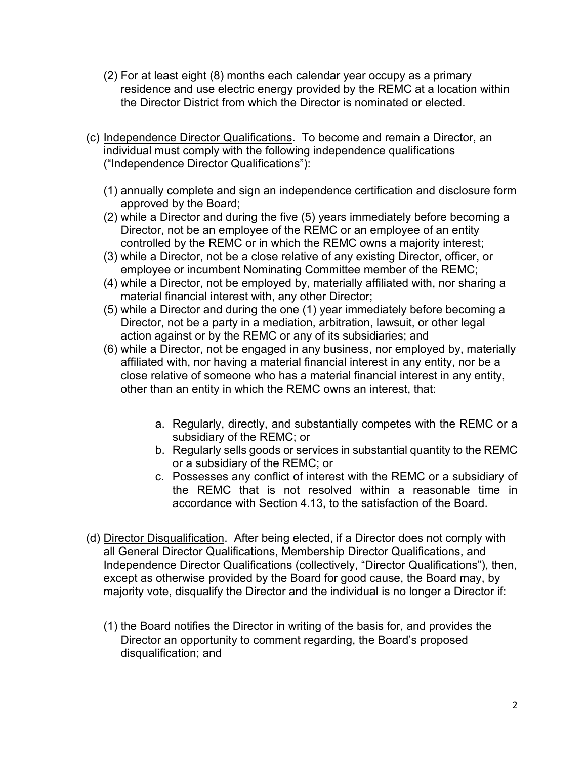(2) For at least eight (8) months each calendar year occupy as a primary residence and use electric energy provided by the REMC at a location within the Director District from which the Director is nominated or elected.

(c) <u>Independence Director Qualifications</u>. To become and remain a Director, an individual must comply with the following independence qualifications ("Independence Director Qualifications"):

(1) annually complete and sign an independence certification and disclosure form approved by the Board;
(2) while a Director and during the five (5) years immediately before becoming a Director, not be an employee of the REMC or an employee of an entity controlled by the REMC or in which the REMC owns a majority interest;
(3) while a Director, not be a close relative of any existing Director, officer, or employee or incumbent Nominating Committee member of the REMC;
(4) while a Director, not be employed by, materially affiliated with, nor sharing a material financial interest with, any other Director;
(5) while a Director and during the one (1) year immediately before becoming a Director, not be a party in a mediation, arbitration, lawsuit, or other legal action against or by the REMC or any of its subsidiaries; and
(6) while a Director, not be engaged in any business, nor employed by, materially affiliated with, nor having a material financial interest in any entity, nor be a close relative of someone who has a material financial interest in any entity, other than an entity in which the REMC owns an interest, that:

a. Regularly, directly, and substantially competes with the REMC or a subsidiary of the REMC; or
b. Regularly sells goods or services in substantial quantity to the REMC or a subsidiary of the REMC; or
c. Possesses any conflict of interest with the REMC or a subsidiary of the REMC that is not resolved within a reasonable time in accordance with Section 4.13, to the satisfaction of the Board.

(d) <u>Director Disqualification</u>. After being elected, if a Director does not comply with all General Director Qualifications, Membership Director Qualifications, and Independence Director Qualifications (collectively, "Director Qualifications"), then, except as otherwise provided by the Board for good cause, the Board may, by majority vote, disqualify the Director and the individual is no longer a Director if:

(1) the Board notifies the Director in writing of the basis for, and provides the Director an opportunity to comment regarding, the Board's proposed disqualification; and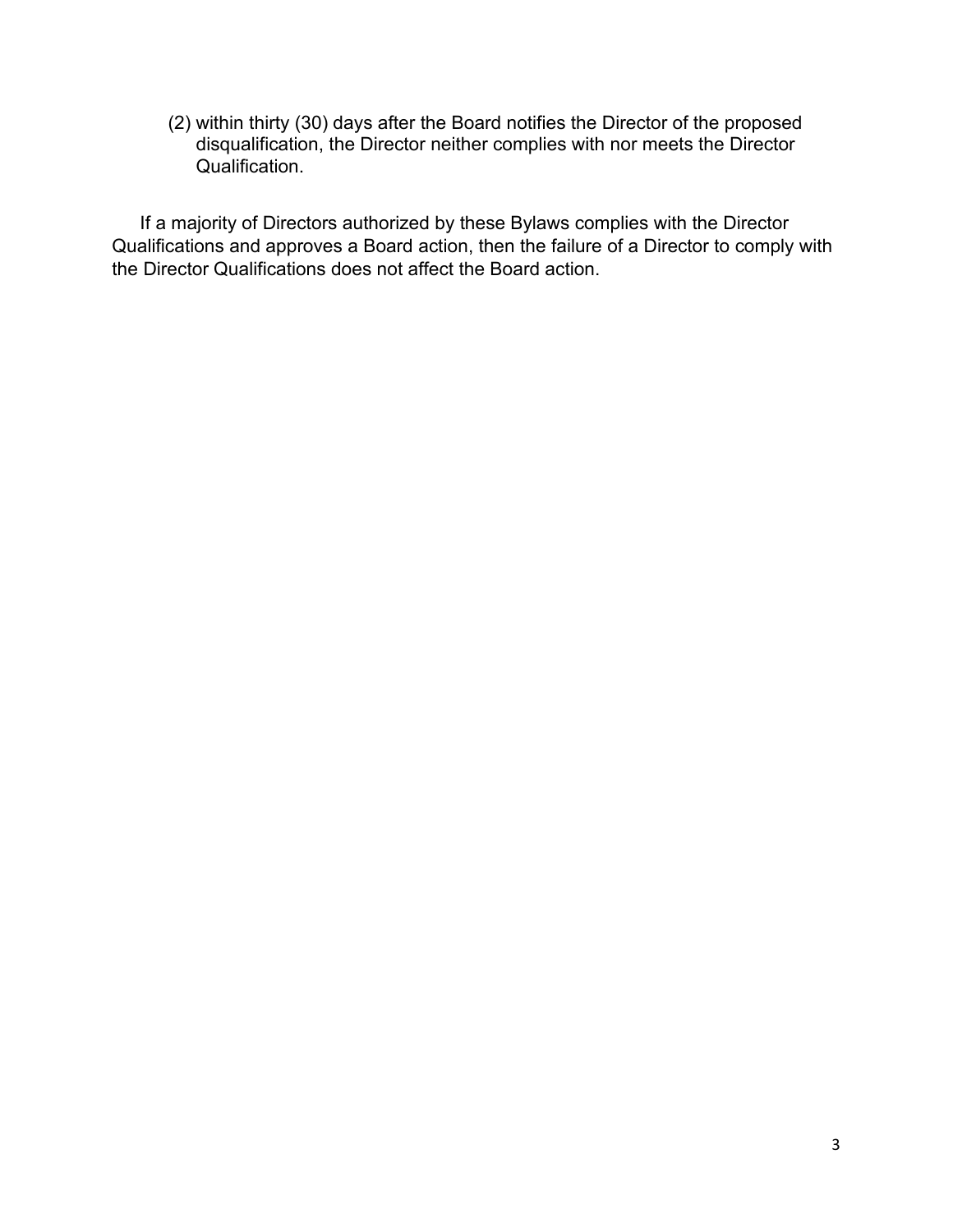(2) within thirty (30) days after the Board notifies the Director of the proposed disqualification, the Director neither complies with nor meets the Director Qualification.

If a majority of Directors authorized by these Bylaws complies with the Director Qualifications and approves a Board action, then the failure of a Director to comply with the Director Qualifications does not affect the Board action.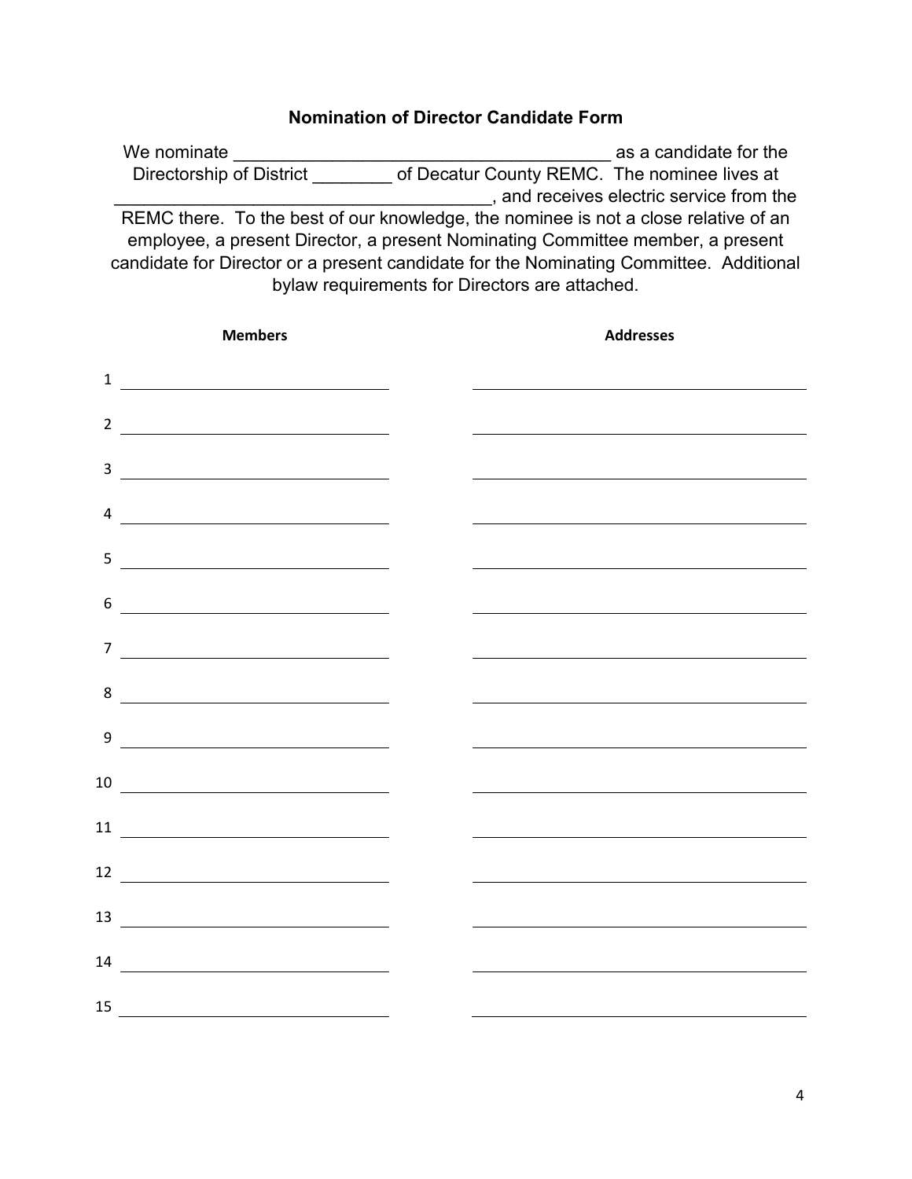# Nomination of Director Candidate Form

We nominate ______________________________________ as a candidate for the Directorship of District ________ of Decatur County REMC. The nominee lives at ______________________________________, and receives electric service from the REMC there. To the best of our knowledge, the nominee is not a close relative of an employee, a present Director, a present Nominating Committee member, a present candidate for Director or a present candidate for the Nominating Committee. Additional bylaw requirements for Directors are attached.

| | Members | Addresses |
|---|---|---|
| 1 | | |
| 2 | | |
| 3 | | |
| 4 | | |
| 5 | | |
| 6 | | |
| 7 | | |
| 8 | | |
| 9 | | |
| 10 | | |
| 11 | | |
| 12 | | |
| 13 | | |
| 14 | | |
| 15 | | |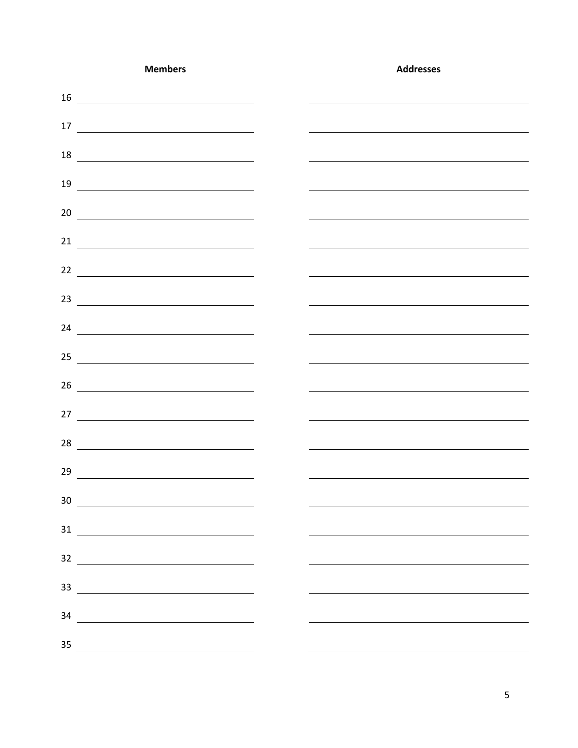| | Members | Addresses |
|---|---|---|
| 16 | | |
| 17 | | |
| 18 | | |
| 19 | | |
| 20 | | |
| 21 | | |
| 22 | | |
| 23 | | |
| 24 | | |
| 25 | | |
| 26 | | |
| 27 | | |
| 28 | | |
| 29 | | |
| 30 | | |
| 31 | | |
| 32 | | |
| 33 | | |
| 34 | | |
| 35 | | |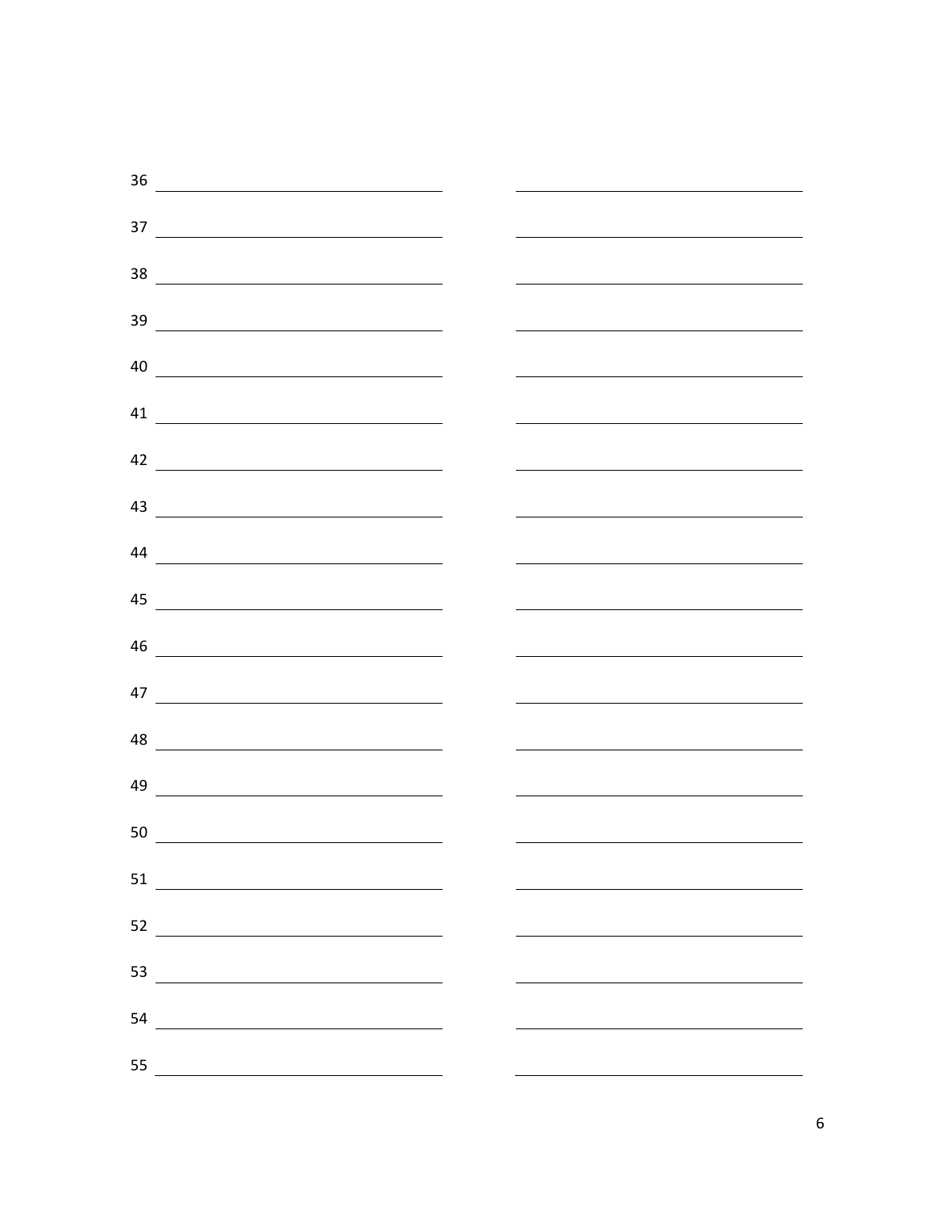36 \_\_\_\_\_\_\_\_\_\_\_\_\_\_\_\_\_\_\_\_ \_\_\_\_\_\_\_\_\_\_\_\_\_\_\_\_\_\_\_\_

37 \_\_\_\_\_\_\_\_\_\_\_\_\_\_\_\_\_\_\_\_ \_\_\_\_\_\_\_\_\_\_\_\_\_\_\_\_\_\_\_\_

38 \_\_\_\_\_\_\_\_\_\_\_\_\_\_\_\_\_\_\_\_ \_\_\_\_\_\_\_\_\_\_\_\_\_\_\_\_\_\_\_\_

39 \_\_\_\_\_\_\_\_\_\_\_\_\_\_\_\_\_\_\_\_ \_\_\_\_\_\_\_\_\_\_\_\_\_\_\_\_\_\_\_\_

40 \_\_\_\_\_\_\_\_\_\_\_\_\_\_\_\_\_\_\_\_ \_\_\_\_\_\_\_\_\_\_\_\_\_\_\_\_\_\_\_\_

41 \_\_\_\_\_\_\_\_\_\_\_\_\_\_\_\_\_\_\_\_ \_\_\_\_\_\_\_\_\_\_\_\_\_\_\_\_\_\_\_\_

42 \_\_\_\_\_\_\_\_\_\_\_\_\_\_\_\_\_\_\_\_ \_\_\_\_\_\_\_\_\_\_\_\_\_\_\_\_\_\_\_\_

43 \_\_\_\_\_\_\_\_\_\_\_\_\_\_\_\_\_\_\_\_ \_\_\_\_\_\_\_\_\_\_\_\_\_\_\_\_\_\_\_\_

44 \_\_\_\_\_\_\_\_\_\_\_\_\_\_\_\_\_\_\_\_ \_\_\_\_\_\_\_\_\_\_\_\_\_\_\_\_\_\_\_\_

45 \_\_\_\_\_\_\_\_\_\_\_\_\_\_\_\_\_\_\_\_ \_\_\_\_\_\_\_\_\_\_\_\_\_\_\_\_\_\_\_\_

46 \_\_\_\_\_\_\_\_\_\_\_\_\_\_\_\_\_\_\_\_ \_\_\_\_\_\_\_\_\_\_\_\_\_\_\_\_\_\_\_\_

47 \_\_\_\_\_\_\_\_\_\_\_\_\_\_\_\_\_\_\_\_ \_\_\_\_\_\_\_\_\_\_\_\_\_\_\_\_\_\_\_\_

48 \_\_\_\_\_\_\_\_\_\_\_\_\_\_\_\_\_\_\_\_ \_\_\_\_\_\_\_\_\_\_\_\_\_\_\_\_\_\_\_\_

49 \_\_\_\_\_\_\_\_\_\_\_\_\_\_\_\_\_\_\_\_ \_\_\_\_\_\_\_\_\_\_\_\_\_\_\_\_\_\_\_\_

50 \_\_\_\_\_\_\_\_\_\_\_\_\_\_\_\_\_\_\_\_ \_\_\_\_\_\_\_\_\_\_\_\_\_\_\_\_\_\_\_\_

51 \_\_\_\_\_\_\_\_\_\_\_\_\_\_\_\_\_\_\_\_ \_\_\_\_\_\_\_\_\_\_\_\_\_\_\_\_\_\_\_\_

52 \_\_\_\_\_\_\_\_\_\_\_\_\_\_\_\_\_\_\_\_ \_\_\_\_\_\_\_\_\_\_\_\_\_\_\_\_\_\_\_\_

53 \_\_\_\_\_\_\_\_\_\_\_\_\_\_\_\_\_\_\_\_ \_\_\_\_\_\_\_\_\_\_\_\_\_\_\_\_\_\_\_\_

54 \_\_\_\_\_\_\_\_\_\_\_\_\_\_\_\_\_\_\_\_ \_\_\_\_\_\_\_\_\_\_\_\_\_\_\_\_\_\_\_\_

55 \_\_\_\_\_\_\_\_\_\_\_\_\_\_\_\_\_\_\_\_ \_\_\_\_\_\_\_\_\_\_\_\_\_\_\_\_\_\_\_\_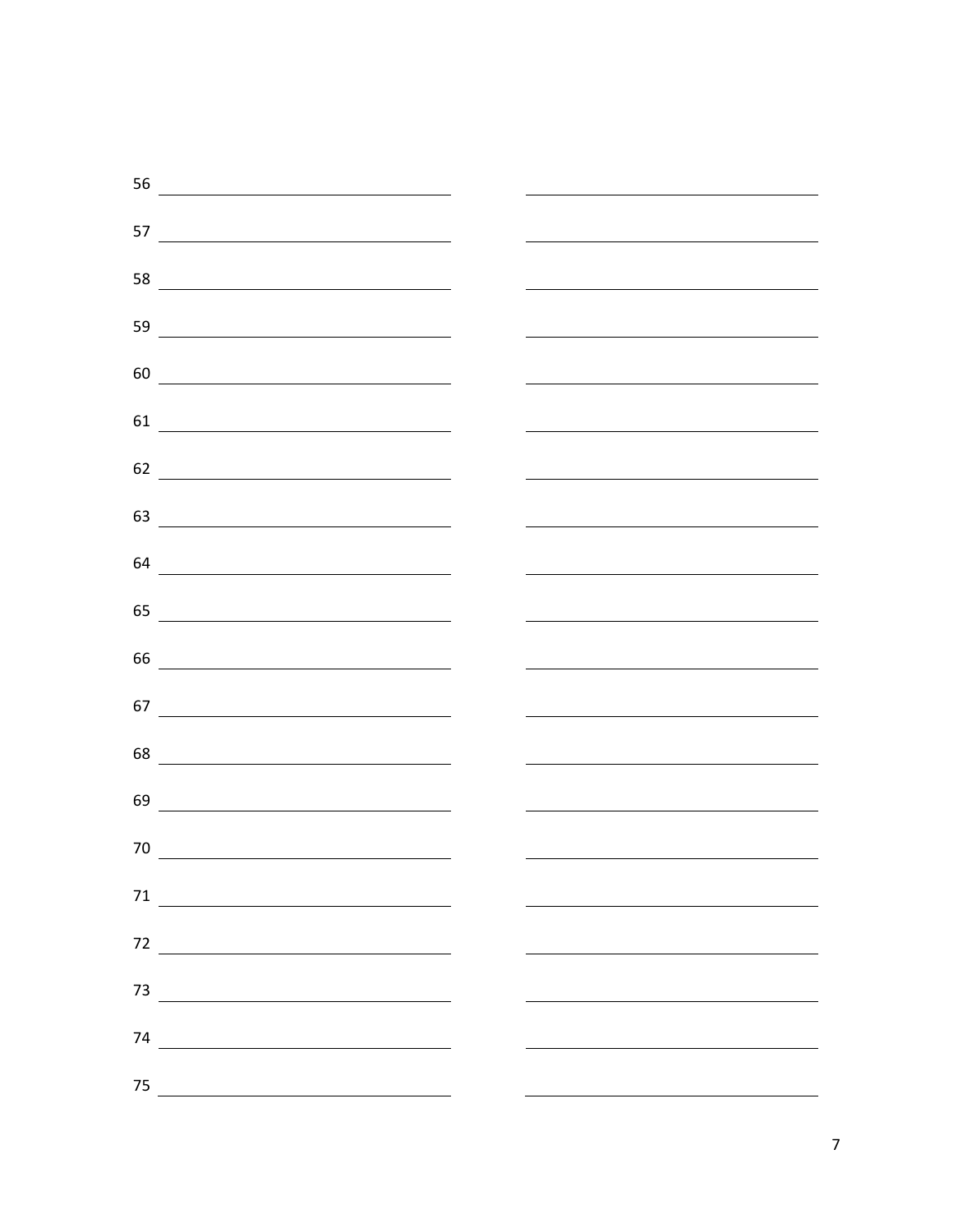56 ______________________ ______________________

57 ______________________ ______________________

58 ______________________ ______________________

59 ______________________ ______________________

60 ______________________ ______________________

61 ______________________ ______________________

62 ______________________ ______________________

63 ______________________ ______________________

64 ______________________ ______________________

65 ______________________ ______________________

66 ______________________ ______________________

67 ______________________ ______________________

68 ______________________ ______________________

69 ______________________ ______________________

70 ______________________ ______________________

71 ______________________ ______________________

72 ______________________ ______________________

73 ______________________ ______________________

74 ______________________ ______________________

75 ______________________ ______________________